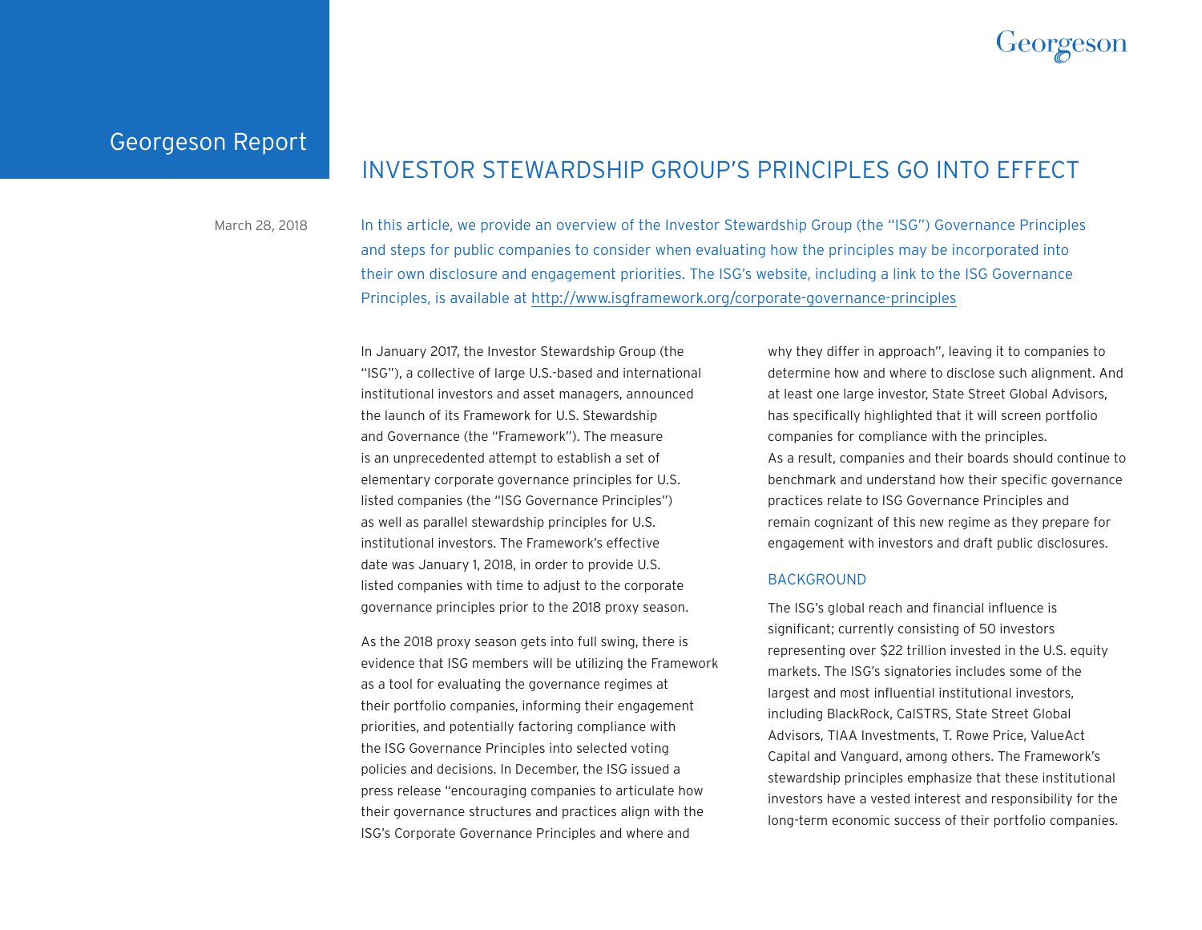Georgeson Report

# INVESTOR STEWARDSHIP GROUP'S PRINCIPLES GO INTO EFFECT

March 28, 2018

In this article, we provide an overview of the Investor Stewardship Group (the "ISG") Governance Principles and steps for public companies to consider when evaluating how the principles may be incorporated into their own disclosure and engagement priorities. The ISG's website, including a link to the ISG Governance Principles, is available at http://www.isgframework.org/corporate-governance-principles

In January 2017, the Investor Stewardship Group (the "ISG"), a collective of large U.S.-based and international institutional investors and asset managers, announced the launch of its Framework for U.S. Stewardship and Governance (the "Framework"). The measure is an unprecedented attempt to establish a set of elementary corporate governance principles for U.S. listed companies (the "ISG Governance Principles") as well as parallel stewardship principles for U.S. institutional investors. The Framework's effective date was January 1, 2018, in order to provide U.S. listed companies with time to adjust to the corporate governance principles prior to the 2018 proxy season.

As the 2018 proxy season gets into full swing, there is evidence that ISG members will be utilizing the Framework as a tool for evaluating the governance regimes at their portfolio companies, informing their engagement priorities, and potentially factoring compliance with the ISG Governance Principles into selected voting policies and decisions. In December, the ISG issued a press release "encouraging companies to articulate how their governance structures and practices align with the ISG's Corporate Governance Principles and where and why they differ in approach", leaving it to companies to determine how and where to disclose such alignment. And at least one large investor, State Street Global Advisors, has specifically highlighted that it will screen portfolio companies for compliance with the principles.
As a result, companies and their boards should continue to benchmark and understand how their specific governance practices relate to ISG Governance Principles and remain cognizant of this new regime as they prepare for engagement with investors and draft public disclosures.

## BACKGROUND

The ISG's global reach and financial influence is significant; currently consisting of 50 investors representing over $22 trillion invested in the U.S. equity markets. The ISG's signatories includes some of the largest and most influential institutional investors, including BlackRock, CalSTRS, State Street Global Advisors, TIAA Investments, T. Rowe Price, ValueAct Capital and Vanguard, among others. The Framework's stewardship principles emphasize that these institutional investors have a vested interest and responsibility for the long-term economic success of their portfolio companies.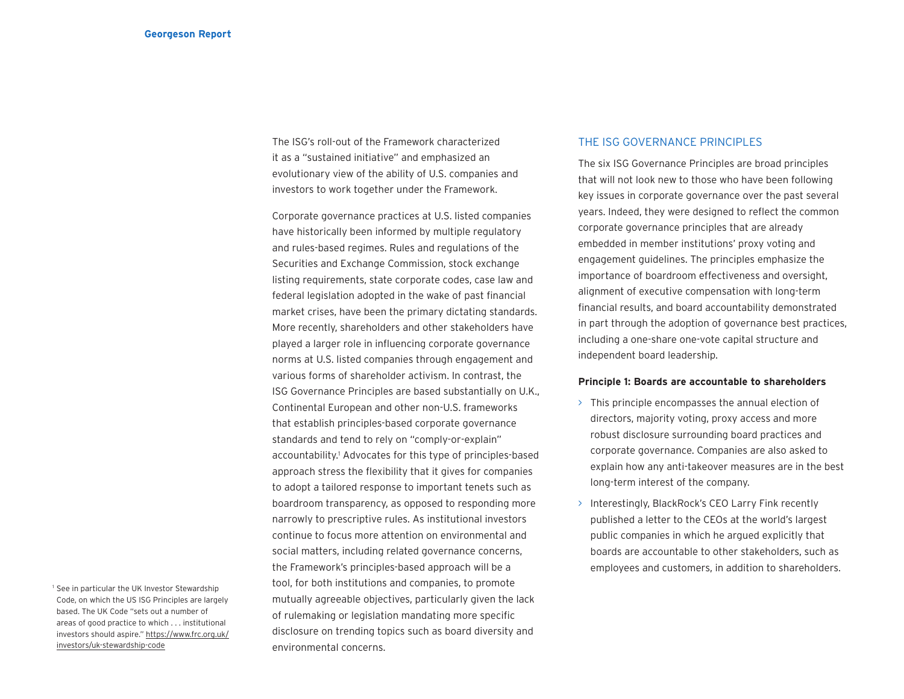The ISG's roll-out of the Framework characterized it as a "sustained initiative" and emphasized an evolutionary view of the ability of U.S. companies and investors to work together under the Framework.

Corporate governance practices at U.S. listed companies have historically been informed by multiple regulatory and rules-based regimes. Rules and regulations of the Securities and Exchange Commission, stock exchange listing requirements, state corporate codes, case law and federal legislation adopted in the wake of past financial market crises, have been the primary dictating standards. More recently, shareholders and other stakeholders have played a larger role in influencing corporate governance norms at U.S. listed companies through engagement and various forms of shareholder activism. In contrast, the ISG Governance Principles are based substantially on U.K., Continental European and other non-U.S. frameworks that establish principles-based corporate governance standards and tend to rely on "comply-or-explain" accountability.[1] Advocates for this type of principles-based approach stress the flexibility that it gives for companies to adopt a tailored response to important tenets such as boardroom transparency, as opposed to responding more narrowly to prescriptive rules. As institutional investors continue to focus more attention on environmental and social matters, including related governance concerns, the Framework's principles-based approach will be a tool, for both institutions and companies, to promote mutually agreeable objectives, particularly given the lack of rulemaking or legislation mandating more specific disclosure on trending topics such as board diversity and environmental concerns.

## THE ISG GOVERNANCE PRINCIPLES

The six ISG Governance Principles are broad principles that will not look new to those who have been following key issues in corporate governance over the past several years. Indeed, they were designed to reflect the common corporate governance principles that are already embedded in member institutions' proxy voting and engagement guidelines. The principles emphasize the importance of boardroom effectiveness and oversight, alignment of executive compensation with long-term financial results, and board accountability demonstrated in part through the adoption of governance best practices, including a one-share one-vote capital structure and independent board leadership.

**Principle 1: Boards are accountable to shareholders**

- This principle encompasses the annual election of directors, majority voting, proxy access and more robust disclosure surrounding board practices and corporate governance. Companies are also asked to explain how any anti-takeover measures are in the best long-term interest of the company.
- Interestingly, BlackRock's CEO Larry Fink recently published a letter to the CEOs at the world's largest public companies in which he argued explicitly that boards are accountable to other stakeholders, such as employees and customers, in addition to shareholders.

[1] See in particular the UK Investor Stewardship Code, on which the US ISG Principles are largely based. The UK Code "sets out a number of areas of good practice to which . . . institutional investors should aspire." https://www.frc.org.uk/investors/uk-stewardship-code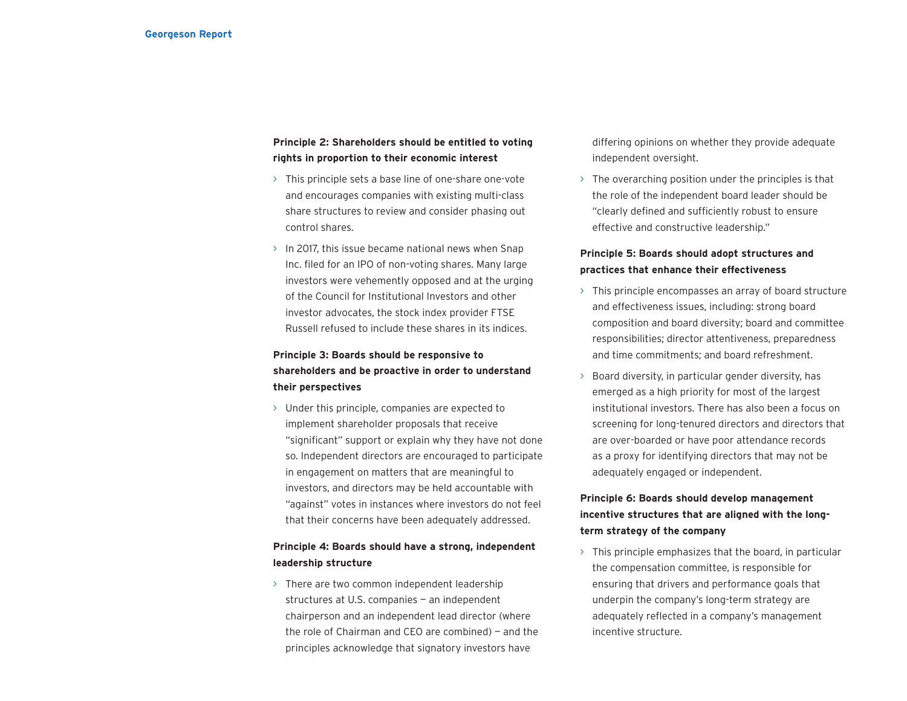**Principle 2: Shareholders should be entitled to voting rights in proportion to their economic interest**

- This principle sets a base line of one-share one-vote and encourages companies with existing multi-class share structures to review and consider phasing out control shares.
- In 2017, this issue became national news when Snap Inc. filed for an IPO of non-voting shares. Many large investors were vehemently opposed and at the urging of the Council for Institutional Investors and other investor advocates, the stock index provider FTSE Russell refused to include these shares in its indices.

**Principle 3: Boards should be responsive to shareholders and be proactive in order to understand their perspectives**

- Under this principle, companies are expected to implement shareholder proposals that receive "significant" support or explain why they have not done so. Independent directors are encouraged to participate in engagement on matters that are meaningful to investors, and directors may be held accountable with "against" votes in instances where investors do not feel that their concerns have been adequately addressed.

**Principle 4: Boards should have a strong, independent leadership structure**

- There are two common independent leadership structures at U.S. companies — an independent chairperson and an independent lead director (where the role of Chairman and CEO are combined) — and the principles acknowledge that signatory investors have differing opinions on whether they provide adequate independent oversight.
- The overarching position under the principles is that the role of the independent board leader should be "clearly defined and sufficiently robust to ensure effective and constructive leadership."

**Principle 5: Boards should adopt structures and practices that enhance their effectiveness**

- This principle encompasses an array of board structure and effectiveness issues, including: strong board composition and board diversity; board and committee responsibilities; director attentiveness, preparedness and time commitments; and board refreshment.
- Board diversity, in particular gender diversity, has emerged as a high priority for most of the largest institutional investors. There has also been a focus on screening for long-tenured directors and directors that are over-boarded or have poor attendance records as a proxy for identifying directors that may not be adequately engaged or independent.

**Principle 6: Boards should develop management incentive structures that are aligned with the long-term strategy of the company**

- This principle emphasizes that the board, in particular the compensation committee, is responsible for ensuring that drivers and performance goals that underpin the company's long-term strategy are adequately reflected in a company's management incentive structure.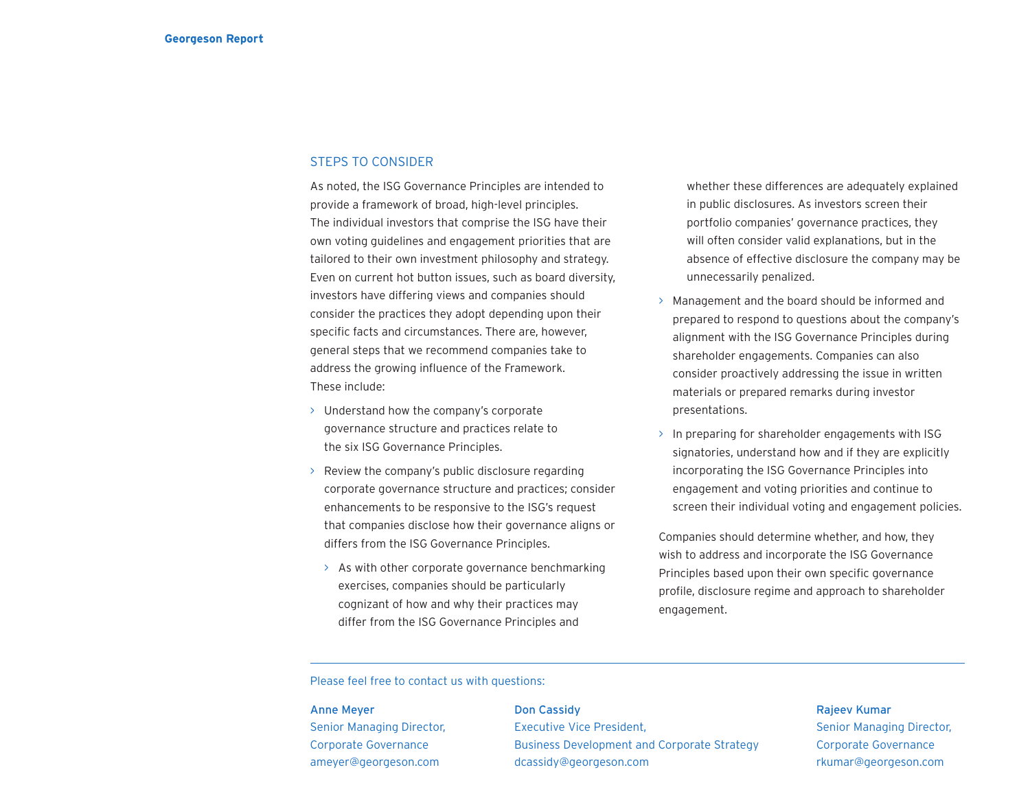## STEPS TO CONSIDER

As noted, the ISG Governance Principles are intended to provide a framework of broad, high-level principles. The individual investors that comprise the ISG have their own voting guidelines and engagement priorities that are tailored to their own investment philosophy and strategy. Even on current hot button issues, such as board diversity, investors have differing views and companies should consider the practices they adopt depending upon their specific facts and circumstances. There are, however, general steps that we recommend companies take to address the growing influence of the Framework. These include:

- Understand how the company's corporate governance structure and practices relate to the six ISG Governance Principles.
- Review the company's public disclosure regarding corporate governance structure and practices; consider enhancements to be responsive to the ISG's request that companies disclose how their governance aligns or differs from the ISG Governance Principles.
  - As with other corporate governance benchmarking exercises, companies should be particularly cognizant of how and why their practices may differ from the ISG Governance Principles and whether these differences are adequately explained in public disclosures. As investors screen their portfolio companies' governance practices, they will often consider valid explanations, but in the absence of effective disclosure the company may be unnecessarily penalized.
- Management and the board should be informed and prepared to respond to questions about the company's alignment with the ISG Governance Principles during shareholder engagements. Companies can also consider proactively addressing the issue in written materials or prepared remarks during investor presentations.
- In preparing for shareholder engagements with ISG signatories, understand how and if they are explicitly incorporating the ISG Governance Principles into engagement and voting priorities and continue to screen their individual voting and engagement policies.

Companies should determine whether, and how, they wish to address and incorporate the ISG Governance Principles based upon their own specific governance profile, disclosure regime and approach to shareholder engagement.

---

Please feel free to contact us with questions:

**Anne Meyer**
Senior Managing Director,
Corporate Governance
ameyer@georgeson.com

**Don Cassidy**
Executive Vice President,
Business Development and Corporate Strategy
dcassidy@georgeson.com

**Rajeev Kumar**
Senior Managing Director,
Corporate Governance
rkumar@georgeson.com